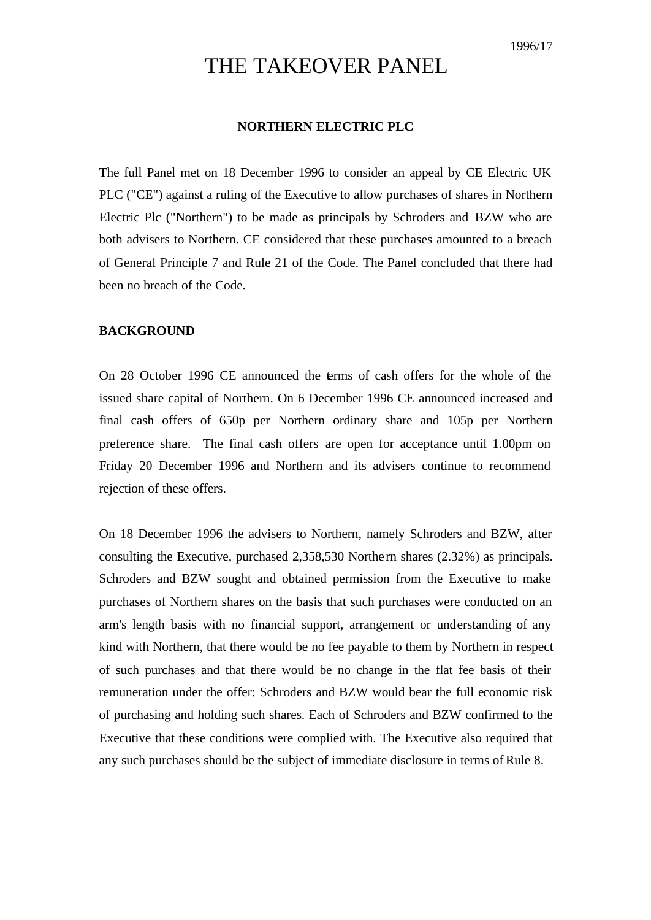1996/17

# THE TAKEOVER PANEL

## NORTHERN ELECTRIC PLC

The full Panel met on 18 December 1996 to consider an appeal by CE Electric UK PLC ("CE") against a ruling of the Executive to allow purchases of shares in Northern Electric Plc ("Northern") to be made as principals by Schroders and BZW who are both advisers to Northern. CE considered that these purchases amounted to a breach of General Principle 7 and Rule 21 of the Code. The Panel concluded that there had been no breach of the Code.

**BACKGROUND**

On 28 October 1996 CE announced the terms of cash offers for the whole of the issued share capital of Northern. On 6 December 1996 CE announced increased and final cash offers of 650p per Northern ordinary share and 105p per Northern preference share. The final cash offers are open for acceptance until 1.00pm on Friday 20 December 1996 and Northern and its advisers continue to recommend rejection of these offers.

On 18 December 1996 the advisers to Northern, namely Schroders and BZW, after consulting the Executive, purchased 2,358,530 Northern shares (2.32%) as principals. Schroders and BZW sought and obtained permission from the Executive to make purchases of Northern shares on the basis that such purchases were conducted on an arm's length basis with no financial support, arrangement or understanding of any kind with Northern, that there would be no fee payable to them by Northern in respect of such purchases and that there would be no change in the flat fee basis of their remuneration under the offer: Schroders and BZW would bear the full economic risk of purchasing and holding such shares. Each of Schroders and BZW confirmed to the Executive that these conditions were complied with. The Executive also required that any such purchases should be the subject of immediate disclosure in terms of Rule 8.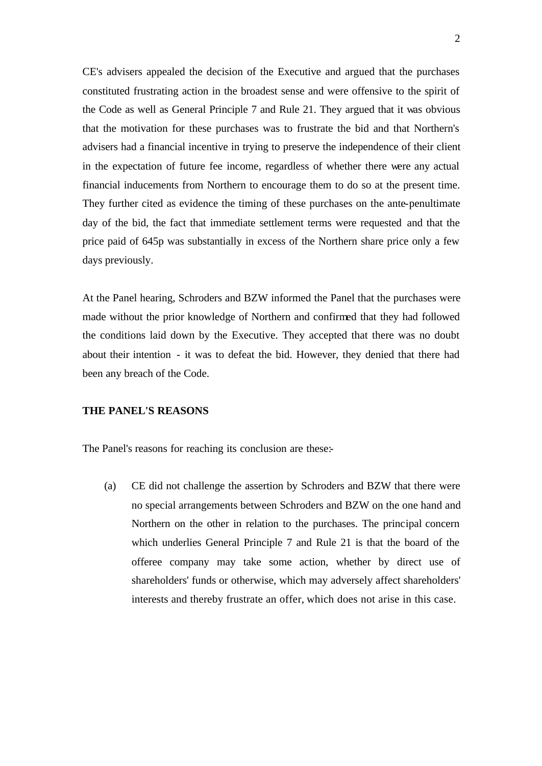CE's advisers appealed the decision of the Executive and argued that the purchases constituted frustrating action in the broadest sense and were offensive to the spirit of the Code as well as General Principle 7 and Rule 21. They argued that it was obvious that the motivation for these purchases was to frustrate the bid and that Northern's advisers had a financial incentive in trying to preserve the independence of their client in the expectation of future fee income, regardless of whether there were any actual financial inducements from Northern to encourage them to do so at the present time. They further cited as evidence the timing of these purchases on the ante-penultimate day of the bid, the fact that immediate settlement terms were requested and that the price paid of 645p was substantially in excess of the Northern share price only a few days previously.

At the Panel hearing, Schroders and BZW informed the Panel that the purchases were made without the prior knowledge of Northern and confirmed that they had followed the conditions laid down by the Executive. They accepted that there was no doubt about their intention - it was to defeat the bid. However, they denied that there had been any breach of the Code.

**THE PANEL'S REASONS**

The Panel's reasons for reaching its conclusion are these:-

(a) CE did not challenge the assertion by Schroders and BZW that there were no special arrangements between Schroders and BZW on the one hand and Northern on the other in relation to the purchases. The principal concern which underlies General Principle 7 and Rule 21 is that the board of the offeree company may take some action, whether by direct use of shareholders' funds or otherwise, which may adversely affect shareholders' interests and thereby frustrate an offer, which does not arise in this case.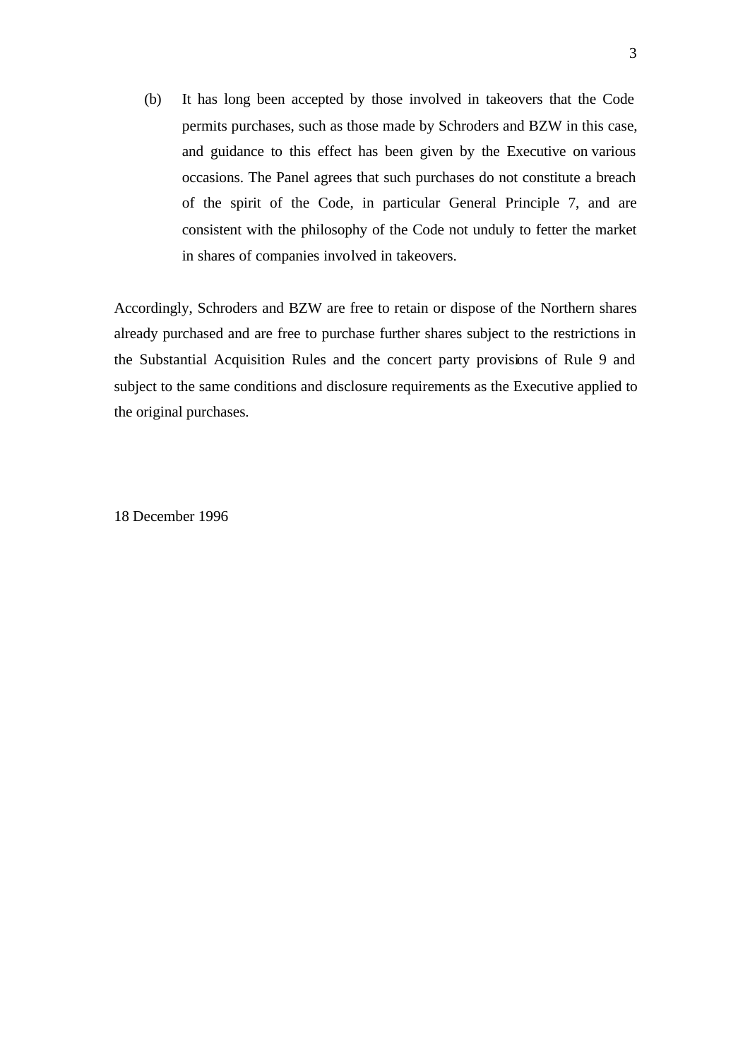(b) It has long been accepted by those involved in takeovers that the Code permits purchases, such as those made by Schroders and BZW in this case, and guidance to this effect has been given by the Executive on various occasions. The Panel agrees that such purchases do not constitute a breach of the spirit of the Code, in particular General Principle 7, and are consistent with the philosophy of the Code not unduly to fetter the market in shares of companies involved in takeovers.

Accordingly, Schroders and BZW are free to retain or dispose of the Northern shares already purchased and are free to purchase further shares subject to the restrictions in the Substantial Acquisition Rules and the concert party provisions of Rule 9 and subject to the same conditions and disclosure requirements as the Executive applied to the original purchases.

18 December 1996